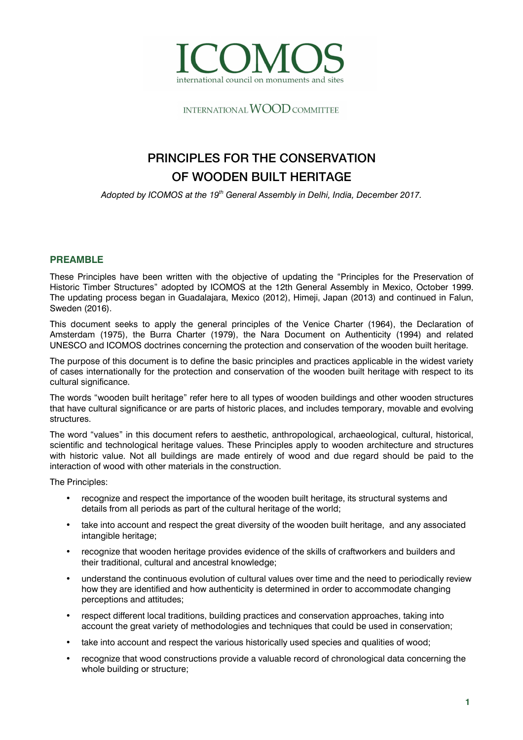# ICOMOS

international council on monuments and sites

INTERNATIONAL WOOD COMMITTEE

# PRINCIPLES FOR THE CONSERVATION OF WOODEN BUILT HERITAGE

*Adopted by ICOMOS at the 19th General Assembly in Delhi, India, December 2017.*

## PREAMBLE

These Principles have been written with the objective of updating the "Principles for the Preservation of Historic Timber Structures" adopted by ICOMOS at the 12th General Assembly in Mexico, October 1999. The updating process began in Guadalajara, Mexico (2012), Himeji, Japan (2013) and continued in Falun, Sweden (2016).

This document seeks to apply the general principles of the Venice Charter (1964), the Declaration of Amsterdam (1975), the Burra Charter (1979), the Nara Document on Authenticity (1994) and related UNESCO and ICOMOS doctrines concerning the protection and conservation of the wooden built heritage.

The purpose of this document is to define the basic principles and practices applicable in the widest variety of cases internationally for the protection and conservation of the wooden built heritage with respect to its cultural significance.

The words "wooden built heritage" refer here to all types of wooden buildings and other wooden structures that have cultural significance or are parts of historic places, and includes temporary, movable and evolving structures.

The word "values" in this document refers to aesthetic, anthropological, archaeological, cultural, historical, scientific and technological heritage values. These Principles apply to wooden architecture and structures with historic value. Not all buildings are made entirely of wood and due regard should be paid to the interaction of wood with other materials in the construction.

The Principles:

- recognize and respect the importance of the wooden built heritage, its structural systems and details from all periods as part of the cultural heritage of the world;
- take into account and respect the great diversity of the wooden built heritage, and any associated intangible heritage;
- recognize that wooden heritage provides evidence of the skills of craftworkers and builders and their traditional, cultural and ancestral knowledge;
- understand the continuous evolution of cultural values over time and the need to periodically review how they are identified and how authenticity is determined in order to accommodate changing perceptions and attitudes;
- respect different local traditions, building practices and conservation approaches, taking into account the great variety of methodologies and techniques that could be used in conservation;
- take into account and respect the various historically used species and qualities of wood;
- recognize that wood constructions provide a valuable record of chronological data concerning the whole building or structure;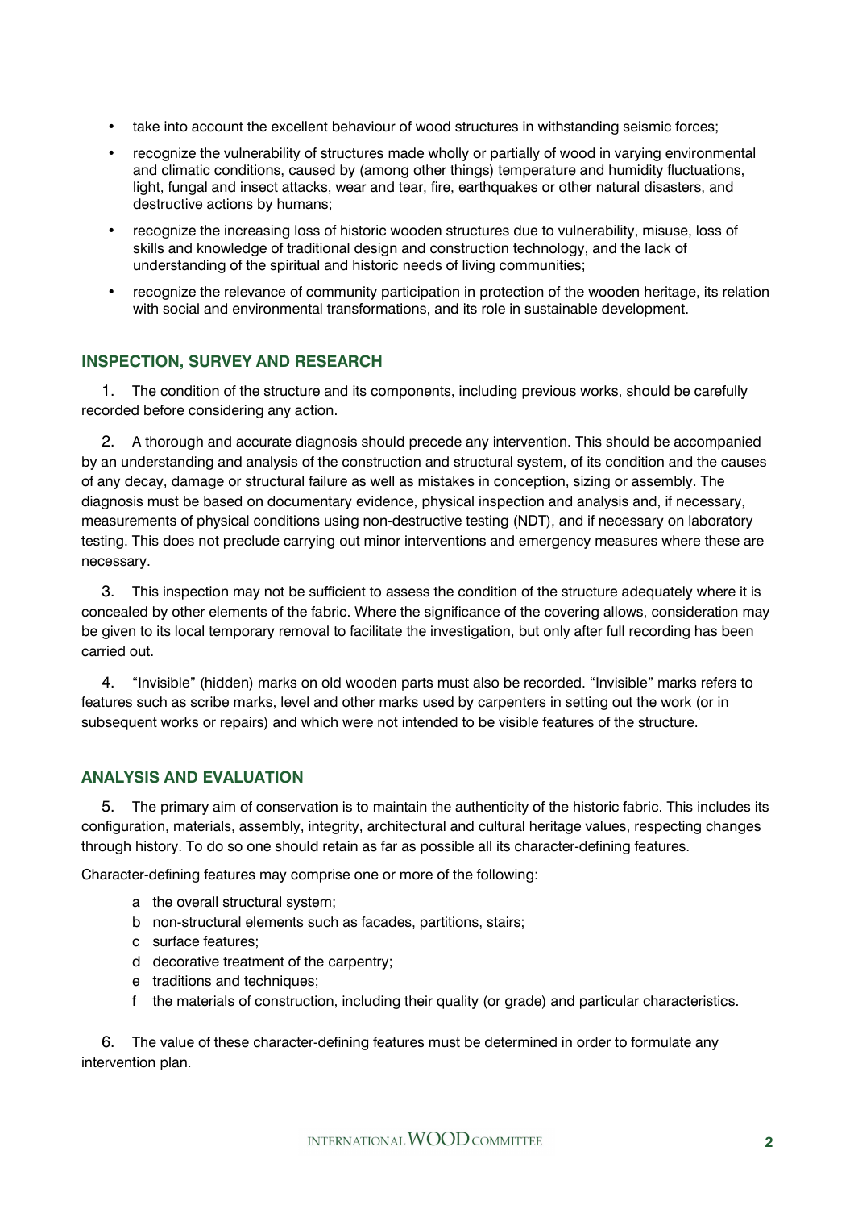- take into account the excellent behaviour of wood structures in withstanding seismic forces;
- recognize the vulnerability of structures made wholly or partially of wood in varying environmental and climatic conditions, caused by (among other things) temperature and humidity fluctuations, light, fungal and insect attacks, wear and tear, fire, earthquakes or other natural disasters, and destructive actions by humans;
- recognize the increasing loss of historic wooden structures due to vulnerability, misuse, loss of skills and knowledge of traditional design and construction technology, and the lack of understanding of the spiritual and historic needs of living communities;
- recognize the relevance of community participation in protection of the wooden heritage, its relation with social and environmental transformations, and its role in sustainable development.

## INSPECTION, SURVEY AND RESEARCH

1. The condition of the structure and its components, including previous works, should be carefully recorded before considering any action.

2. A thorough and accurate diagnosis should precede any intervention. This should be accompanied by an understanding and analysis of the construction and structural system, of its condition and the causes of any decay, damage or structural failure as well as mistakes in conception, sizing or assembly. The diagnosis must be based on documentary evidence, physical inspection and analysis and, if necessary, measurements of physical conditions using non-destructive testing (NDT), and if necessary on laboratory testing. This does not preclude carrying out minor interventions and emergency measures where these are necessary.

3. This inspection may not be sufficient to assess the condition of the structure adequately where it is concealed by other elements of the fabric. Where the significance of the covering allows, consideration may be given to its local temporary removal to facilitate the investigation, but only after full recording has been carried out.

4. "Invisible" (hidden) marks on old wooden parts must also be recorded. "Invisible" marks refers to features such as scribe marks, level and other marks used by carpenters in setting out the work (or in subsequent works or repairs) and which were not intended to be visible features of the structure.

## ANALYSIS AND EVALUATION

5. The primary aim of conservation is to maintain the authenticity of the historic fabric. This includes its configuration, materials, assembly, integrity, architectural and cultural heritage values, respecting changes through history. To do so one should retain as far as possible all its character-defining features.

Character-defining features may comprise one or more of the following:

a. the overall structural system;
b. non-structural elements such as facades, partitions, stairs;
c. surface features;
d. decorative treatment of the carpentry;
e. traditions and techniques;
f. the materials of construction, including their quality (or grade) and particular characteristics.

6. The value of these character-defining features must be determined in order to formulate any intervention plan.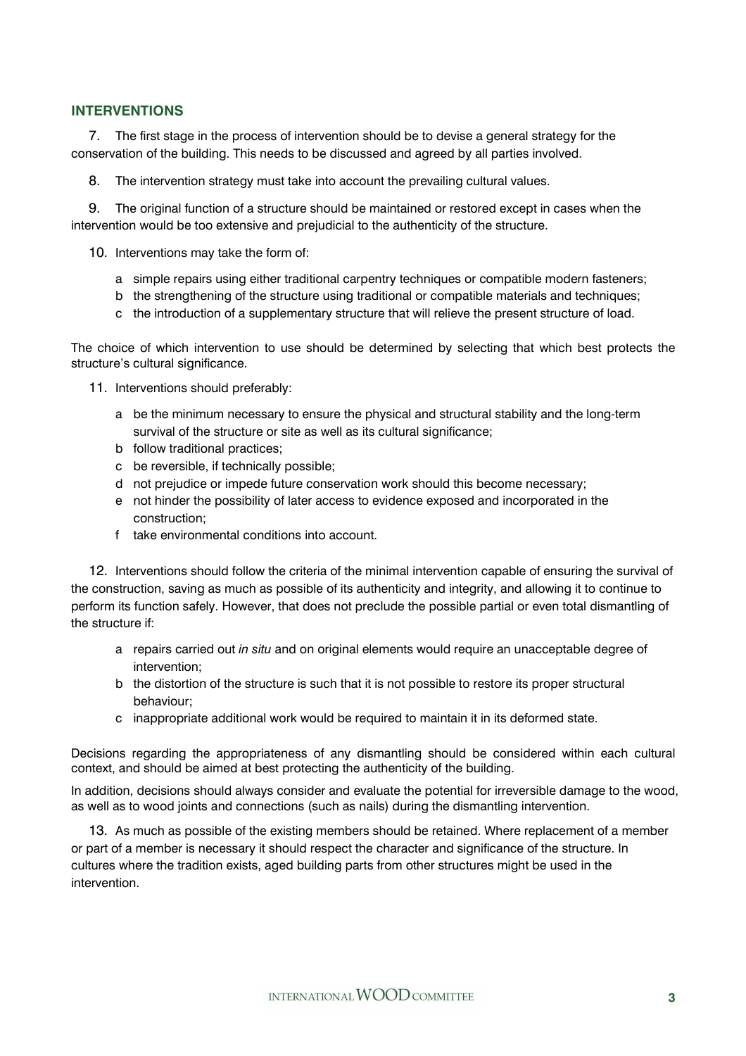## INTERVENTIONS

7. The first stage in the process of intervention should be to devise a general strategy for the conservation of the building. This needs to be discussed and agreed by all parties involved.

8. The intervention strategy must take into account the prevailing cultural values.

9. The original function of a structure should be maintained or restored except in cases when the intervention would be too extensive and prejudicial to the authenticity of the structure.

10. Interventions may take the form of:

   a simple repairs using either traditional carpentry techniques or compatible modern fasteners;
   b the strengthening of the structure using traditional or compatible materials and techniques;
   c the introduction of a supplementary structure that will relieve the present structure of load.

The choice of which intervention to use should be determined by selecting that which best protects the structure's cultural significance.

11. Interventions should preferably:

   a be the minimum necessary to ensure the physical and structural stability and the long-term survival of the structure or site as well as its cultural significance;
   b follow traditional practices;
   c be reversible, if technically possible;
   d not prejudice or impede future conservation work should this become necessary;
   e not hinder the possibility of later access to evidence exposed and incorporated in the construction;
   f take environmental conditions into account.

12. Interventions should follow the criteria of the minimal intervention capable of ensuring the survival of the construction, saving as much as possible of its authenticity and integrity, and allowing it to continue to perform its function safely. However, that does not preclude the possible partial or even total dismantling of the structure if:

   a repairs carried out *in situ* and on original elements would require an unacceptable degree of intervention;
   b the distortion of the structure is such that it is not possible to restore its proper structural behaviour;
   c inappropriate additional work would be required to maintain it in its deformed state.

Decisions regarding the appropriateness of any dismantling should be considered within each cultural context, and should be aimed at best protecting the authenticity of the building.

In addition, decisions should always consider and evaluate the potential for irreversible damage to the wood, as well as to wood joints and connections (such as nails) during the dismantling intervention.

13. As much as possible of the existing members should be retained. Where replacement of a member or part of a member is necessary it should respect the character and significance of the structure. In cultures where the tradition exists, aged building parts from other structures might be used in the intervention.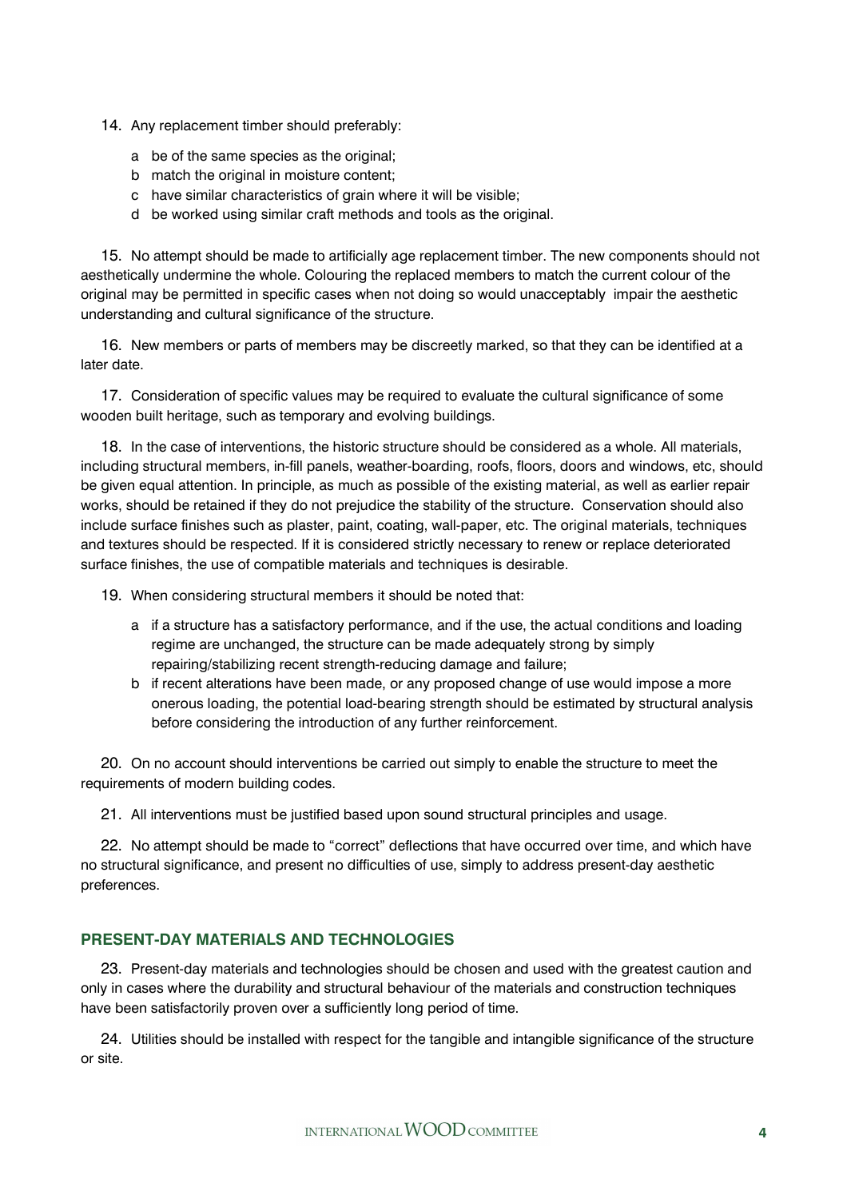14. Any replacement timber should preferably:

   a. be of the same species as the original;
   b. match the original in moisture content;
   c. have similar characteristics of grain where it will be visible;
   d. be worked using similar craft methods and tools as the original.

15. No attempt should be made to artificially age replacement timber. The new components should not aesthetically undermine the whole. Colouring the replaced members to match the current colour of the original may be permitted in specific cases when not doing so would unacceptably impair the aesthetic understanding and cultural significance of the structure.

16. New members or parts of members may be discreetly marked, so that they can be identified at a later date.

17. Consideration of specific values may be required to evaluate the cultural significance of some wooden built heritage, such as temporary and evolving buildings.

18. In the case of interventions, the historic structure should be considered as a whole. All materials, including structural members, in-fill panels, weather-boarding, roofs, floors, doors and windows, etc, should be given equal attention. In principle, as much as possible of the existing material, as well as earlier repair works, should be retained if they do not prejudice the stability of the structure. Conservation should also include surface finishes such as plaster, paint, coating, wall-paper, etc. The original materials, techniques and textures should be respected. If it is considered strictly necessary to renew or replace deteriorated surface finishes, the use of compatible materials and techniques is desirable.

19. When considering structural members it should be noted that:

   a. if a structure has a satisfactory performance, and if the use, the actual conditions and loading regime are unchanged, the structure can be made adequately strong by simply repairing/stabilizing recent strength-reducing damage and failure;
   b. if recent alterations have been made, or any proposed change of use would impose a more onerous loading, the potential load-bearing strength should be estimated by structural analysis before considering the introduction of any further reinforcement.

20. On no account should interventions be carried out simply to enable the structure to meet the requirements of modern building codes.

21. All interventions must be justified based upon sound structural principles and usage.

22. No attempt should be made to "correct" deflections that have occurred over time, and which have no structural significance, and present no difficulties of use, simply to address present-day aesthetic preferences.

## PRESENT-DAY MATERIALS AND TECHNOLOGIES

23. Present-day materials and technologies should be chosen and used with the greatest caution and only in cases where the durability and structural behaviour of the materials and construction techniques have been satisfactorily proven over a sufficiently long period of time.

24. Utilities should be installed with respect for the tangible and intangible significance of the structure or site.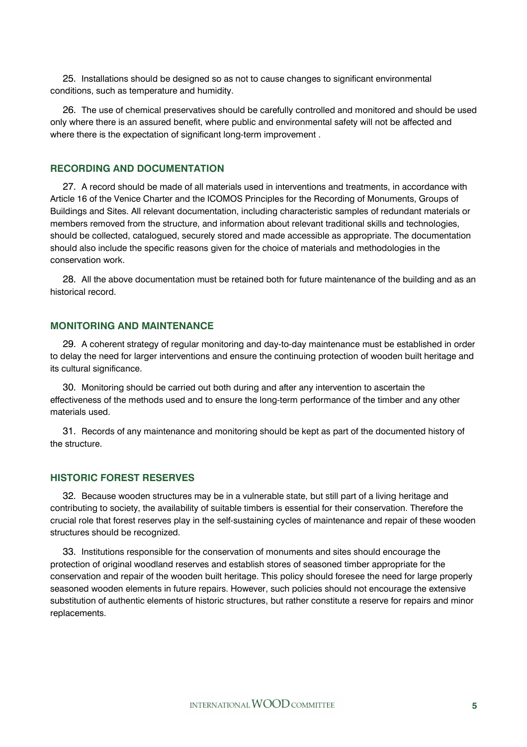25. Installations should be designed so as not to cause changes to significant environmental conditions, such as temperature and humidity.

26. The use of chemical preservatives should be carefully controlled and monitored and should be used only where there is an assured benefit, where public and environmental safety will not be affected and where there is the expectation of significant long-term improvement .

## RECORDING AND DOCUMENTATION

27. A record should be made of all materials used in interventions and treatments, in accordance with Article 16 of the Venice Charter and the ICOMOS Principles for the Recording of Monuments, Groups of Buildings and Sites. All relevant documentation, including characteristic samples of redundant materials or members removed from the structure, and information about relevant traditional skills and technologies, should be collected, catalogued, securely stored and made accessible as appropriate. The documentation should also include the specific reasons given for the choice of materials and methodologies in the conservation work.

28. All the above documentation must be retained both for future maintenance of the building and as an historical record.

## MONITORING AND MAINTENANCE

29. A coherent strategy of regular monitoring and day-to-day maintenance must be established in order to delay the need for larger interventions and ensure the continuing protection of wooden built heritage and its cultural significance.

30. Monitoring should be carried out both during and after any intervention to ascertain the effectiveness of the methods used and to ensure the long-term performance of the timber and any other materials used.

31. Records of any maintenance and monitoring should be kept as part of the documented history of the structure.

## HISTORIC FOREST RESERVES

32. Because wooden structures may be in a vulnerable state, but still part of a living heritage and contributing to society, the availability of suitable timbers is essential for their conservation. Therefore the crucial role that forest reserves play in the self-sustaining cycles of maintenance and repair of these wooden structures should be recognized.

33. Institutions responsible for the conservation of monuments and sites should encourage the protection of original woodland reserves and establish stores of seasoned timber appropriate for the conservation and repair of the wooden built heritage. This policy should foresee the need for large properly seasoned wooden elements in future repairs. However, such policies should not encourage the extensive substitution of authentic elements of historic structures, but rather constitute a reserve for repairs and minor replacements.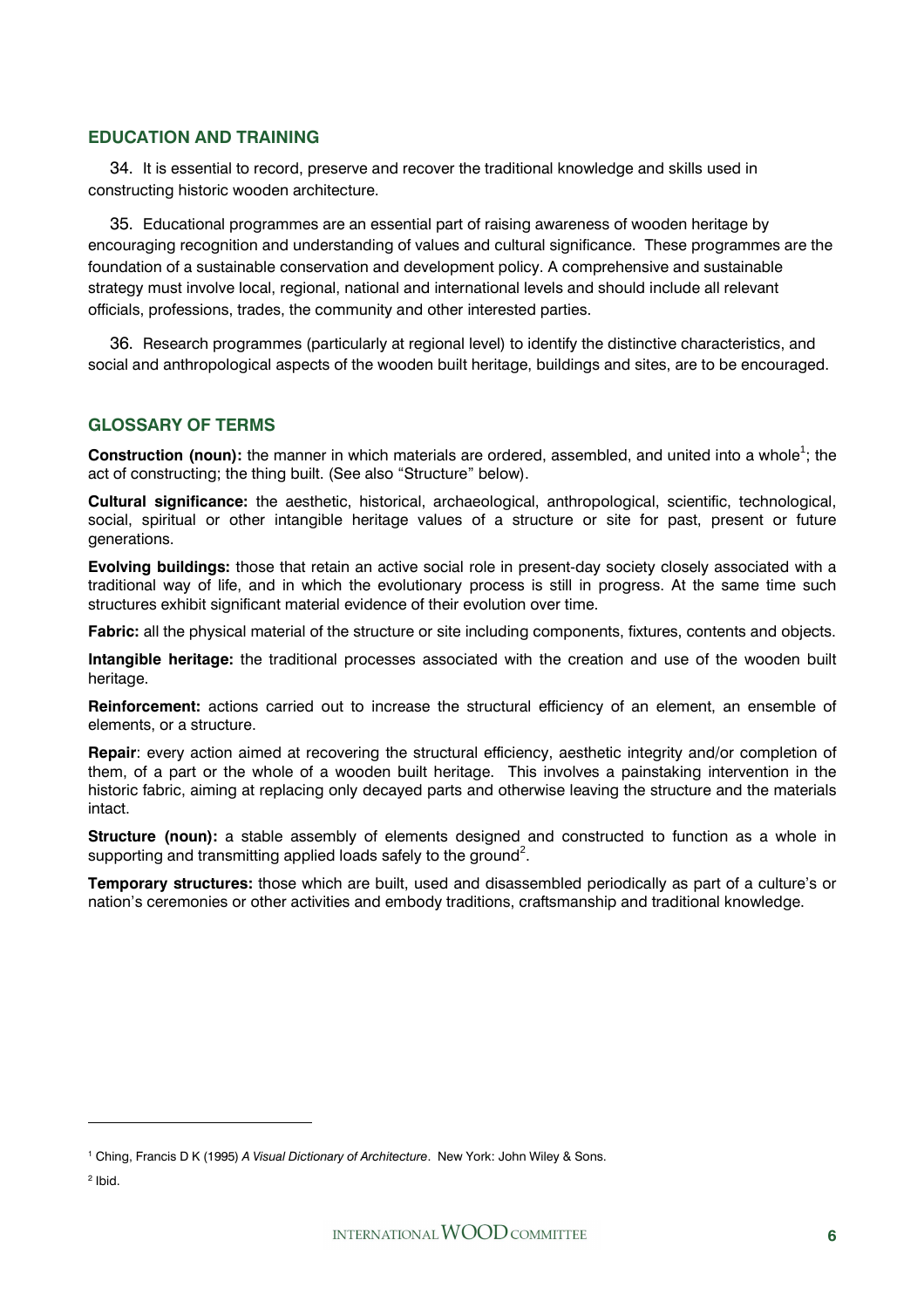## EDUCATION AND TRAINING

34. It is essential to record, preserve and recover the traditional knowledge and skills used in constructing historic wooden architecture.

35. Educational programmes are an essential part of raising awareness of wooden heritage by encouraging recognition and understanding of values and cultural significance. These programmes are the foundation of a sustainable conservation and development policy. A comprehensive and sustainable strategy must involve local, regional, national and international levels and should include all relevant officials, professions, trades, the community and other interested parties.

36. Research programmes (particularly at regional level) to identify the distinctive characteristics, and social and anthropological aspects of the wooden built heritage, buildings and sites, are to be encouraged.

## GLOSSARY OF TERMS

**Construction (noun):** the manner in which materials are ordered, assembled, and united into a whole[1]; the act of constructing; the thing built. (See also "Structure" below).

**Cultural significance:** the aesthetic, historical, archaeological, anthropological, scientific, technological, social, spiritual or other intangible heritage values of a structure or site for past, present or future generations.

**Evolving buildings:** those that retain an active social role in present-day society closely associated with a traditional way of life, and in which the evolutionary process is still in progress. At the same time such structures exhibit significant material evidence of their evolution over time.

**Fabric:** all the physical material of the structure or site including components, fixtures, contents and objects.

**Intangible heritage:** the traditional processes associated with the creation and use of the wooden built heritage.

**Reinforcement:** actions carried out to increase the structural efficiency of an element, an ensemble of elements, or a structure.

**Repair**: every action aimed at recovering the structural efficiency, aesthetic integrity and/or completion of them, of a part or the whole of a wooden built heritage. This involves a painstaking intervention in the historic fabric, aiming at replacing only decayed parts and otherwise leaving the structure and the materials intact.

**Structure (noun):** a stable assembly of elements designed and constructed to function as a whole in supporting and transmitting applied loads safely to the ground[2].

**Temporary structures:** those which are built, used and disassembled periodically as part of a culture's or nation's ceremonies or other activities and embody traditions, craftsmanship and traditional knowledge.

---

[1] Ching, Francis D K (1995) *A Visual Dictionary of Architecture*. New York: John Wiley & Sons.

[2] Ibid.